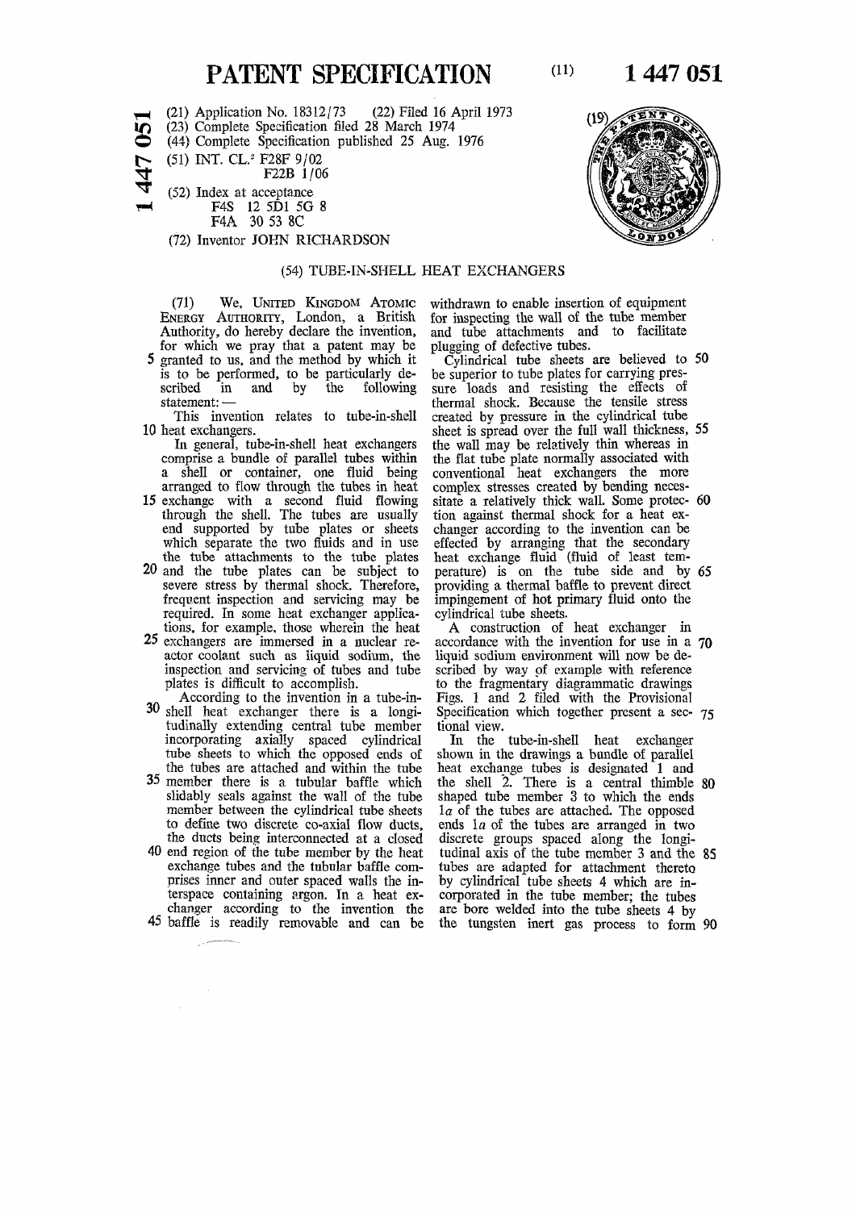# PATENT SPECIFICATION

(11) **1 447 051**

(21) Application No. 18312/73 (22) Filed 16 April 1973
(23) Complete Specification filed 28 March 1974
(44) Complete Specification published 25 Aug. 1976
(51) INT. CL.[2] F28F 9/02
F22B 1/06
(52) Index at acceptance
F4S 12 5D1 5G 8
F4A 30 53 8C
(72) Inventor JOHN RICHARDSON

## (54) TUBE-IN-SHELL HEAT EXCHANGERS

(71) We, UNITED KINGDOM ATOMIC ENERGY AUTHORITY, London, a British Authority, do hereby declare the invention, for which we pray that a patent may be granted to us, and the method by which it is to be performed, to be particularly described in and by the following statement:—

This invention relates to tube-in-shell heat exchangers.

In general, tube-in-shell heat exchangers comprise a bundle of parallel tubes within a shell or container, one fluid being arranged to flow through the tubes in heat exchange with a second fluid flowing through the shell. The tubes are usually end supported by tube plates or sheets which separate the two fluids and in use the tube attachments to the tube plates and the tube plates can be subject to severe stress by thermal shock. Therefore, frequent inspection and servicing may be required. In some heat exchanger applications, for example, those wherein the heat exchangers are immersed in a nuclear reactor coolant such as liquid sodium, the inspection and servicing of tubes and tube plates is difficult to accomplish.

According to the invention in a tube-in-shell heat exchanger there is a longitudinally extending central tube member incorporating axially spaced cylindrical tube sheets to which the opposed ends of the tubes are attached and within the tube member there is a tubular baffle which slidably seals against the wall of the tube member between the cylindrical tube sheets to define two discrete co-axial flow ducts, the ducts being interconnected at a closed end region of the tube member by the heat exchange tubes and the tubular baffle comprises inner and outer spaced walls the interspace containing argon. In a heat exchanger according to the invention the baffle is readily removable and can be withdrawn to enable insertion of equipment for inspecting the wall of the tube member and tube attachments and to facilitate plugging of defective tubes.

Cylindrical tube sheets are believed to be superior to tube plates for carrying pressure loads and resisting the effects of thermal shock. Because the tensile stress created by pressure in the cylindrical tube sheet is spread over the full wall thickness, the wall may be relatively thin whereas in the flat tube plate normally associated with conventional heat exchangers the more complex stresses created by bending necessitate a relatively thick wall. Some protection against thermal shock for a heat exchanger according to the invention can be effected by arranging that the secondary heat exchange fluid (fluid of least temperature) is on the tube side and by providing a thermal baffle to prevent direct impingement of hot primary fluid onto the cylindrical tube sheets.

A construction of heat exchanger in accordance with the invention for use in a liquid sodium environment will now be described by way of example with reference to the fragmentary diagrammatic drawings Figs. 1 and 2 filed with the Provisional Specification which together present a sectional view.

In the tube-in-shell heat exchanger shown in the drawings a bundle of parallel heat exchange tubes is designated 1 and the shell 2. There is a central thimble shaped tube member 3 to which the ends 1*a* of the tubes are attached. The opposed ends 1*a* of the tubes are arranged in two discrete groups spaced along the longitudinal axis of the tube member 3 and the tubes are adapted for attachment thereto by cylindrical tube sheets 4 which are incorporated in the tube member; the tubes are bore welded into the tube sheets 4 by the tungsten inert gas process to form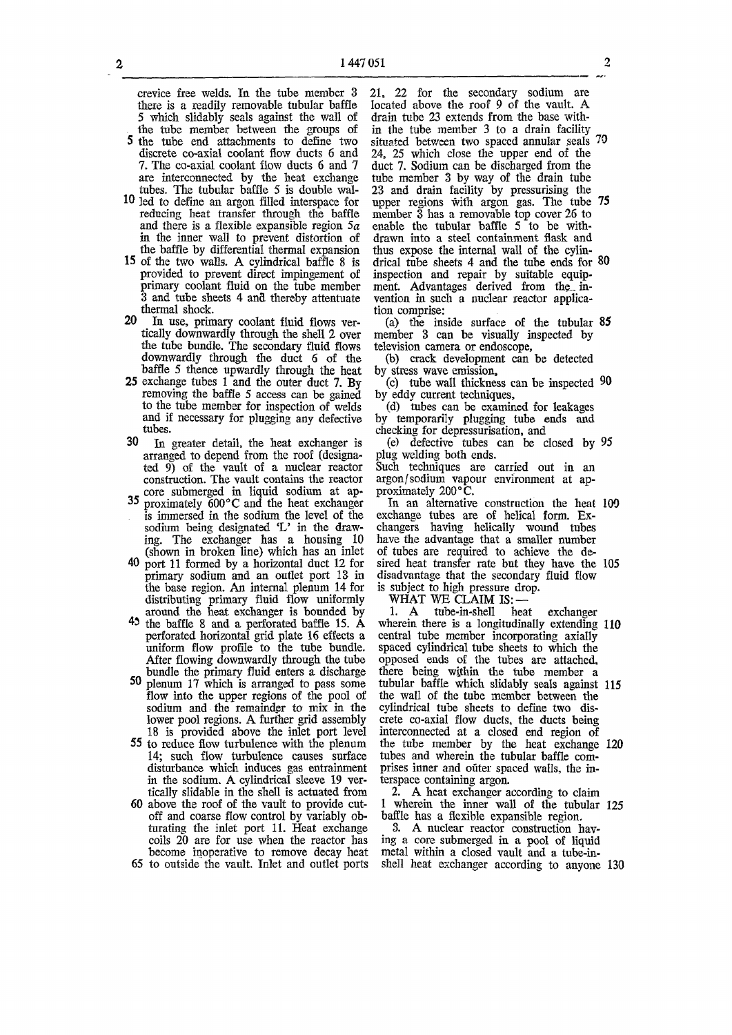crevice free welds. In the tube member 3 there is a readily removable tubular baffle 5 which slidably seals against the wall of the tube member between the groups of the tube end attachments to define two discrete co-axial coolant flow ducts 6 and 7. The co-axial coolant flow ducts 6 and 7 are interconnected by the heat exchange tubes. The tubular baffle 5 is double walled to define an argon filled interspace for reducing heat transfer through the baffle and there is a flexible expansible region 5*a* in the inner wall to prevent distortion of the baffle by differential thermal expansion of the two walls. A cylindrical baffle 8 is provided to prevent direct impingement of primary coolant fluid on the tube member 3 and tube sheets 4 and thereby attentuate thermal shock.

In use, primary coolant fluid flows vertically downwardly through the shell 2 over the tube bundle. The secondary fluid flows downwardly through the duct 6 of the baffle 5 thence upwardly through the heat exchange tubes 1 and the outer duct 7. By removing the baffle 5 access can be gained to the tube member for inspection of welds and if necessary for plugging any defective tubes.

In greater detail, the heat exchanger is arranged to depend from the roof (designated 9) of the vault of a nuclear reactor construction. The vault contains the reactor core submerged in liquid sodium at approximately 600°C and the heat exchanger is immersed in the sodium the level of the sodium being designated 'L' in the drawing. The exchanger has a housing 10 (shown in broken line) which has an inlet port 11 formed by a horizontal duct 12 for primary sodium and an outlet port 13 in the base region. An internal plenum 14 for distributing primary fluid flow uniformly around the heat exchanger is bounded by the baffle 8 and a perforated baffle 15. A perforated horizontal grid plate 16 effects a uniform flow profile to the tube bundle. After flowing downwardly through the tube bundle the primary fluid enters a discharge plenum 17 which is arranged to pass some flow into the upper regions of the pool of sodium and the remainder to mix in the lower pool regions. A further grid assembly 18 is provided above the inlet port level to reduce flow turbulence with the plenum 14; such flow turbulence causes surface disturbance which induces gas entrainment in the sodium. A cylindrical sleeve 19 vertically slidable in the shell is actuated from above the roof of the vault to provide cut-off and coarse flow control by variably obturating the inlet port 11. Heat exchange coils 20 are for use when the reactor has become inoperative to remove decay heat to outside the vault. Inlet and outlet ports 21, 22 for the secondary sodium are located above the roof 9 of the vault. A drain tube 23 extends from the base within the tube member 3 to a drain facility situated between two spaced annular seals 24, 25 which close the upper end of the duct 7. Sodium can be discharged from the tube member 3 by way of the drain tube 23 and drain facility by pressurising the upper regions with argon gas. The tube member 3 has a removable top cover 26 to enable the tubular baffle 5 to be withdrawn into a steel containment flask and thus expose the internal wall of the cylindrical tube sheets 4 and the tube ends for inspection and repair by suitable equipment. Advantages derived from the invention in such a nuclear reactor application comprise:

(a) the inside surface of the tubular member 3 can be visually inspected by television camera or endoscope,

(b) crack development can be detected by stress wave emission,

(c) tube wall thickness can be inspected by eddy current techniques,

(d) tubes can be examined for leakages by temporarily plugging tube ends and checking for depressurisation, and

(e) defective tubes can be closed by plug welding both ends.

Such techniques are carried out in an argon/sodium vapour environment at approximately 200°C.

In an alternative construction the heat exchange tubes are of helical form. Exchangers having helically wound tubes have the advantage that a smaller number of tubes are required to achieve the desired heat transfer rate but they have the disadvantage that the secondary fluid flow is subject to high pressure drop.

WHAT WE CLAIM IS:—

1. A tube-in-shell heat exchanger wherein there is a longitudinally extending central tube member incorporating axially spaced cylindrical tube sheets to which the opposed ends of the tubes are attached, there being within the tube member a tubular baffle which slidably seals against the wall of the tube member between the cylindrical tube sheets to define two discrete co-axial flow ducts, the ducts being interconnected at a closed end region of the tube member by the heat exchange tubes and wherein the tubular baffle comprises inner and outer spaced walls, the interspace containing argon.

2. A heat exchanger according to claim 1 wherein the inner wall of the tubular baffle has a flexible expansible region.

3. A nuclear reactor construction having a core submerged in a pool of liquid metal within a closed vault and a tube-in-shell heat exchanger according to anyone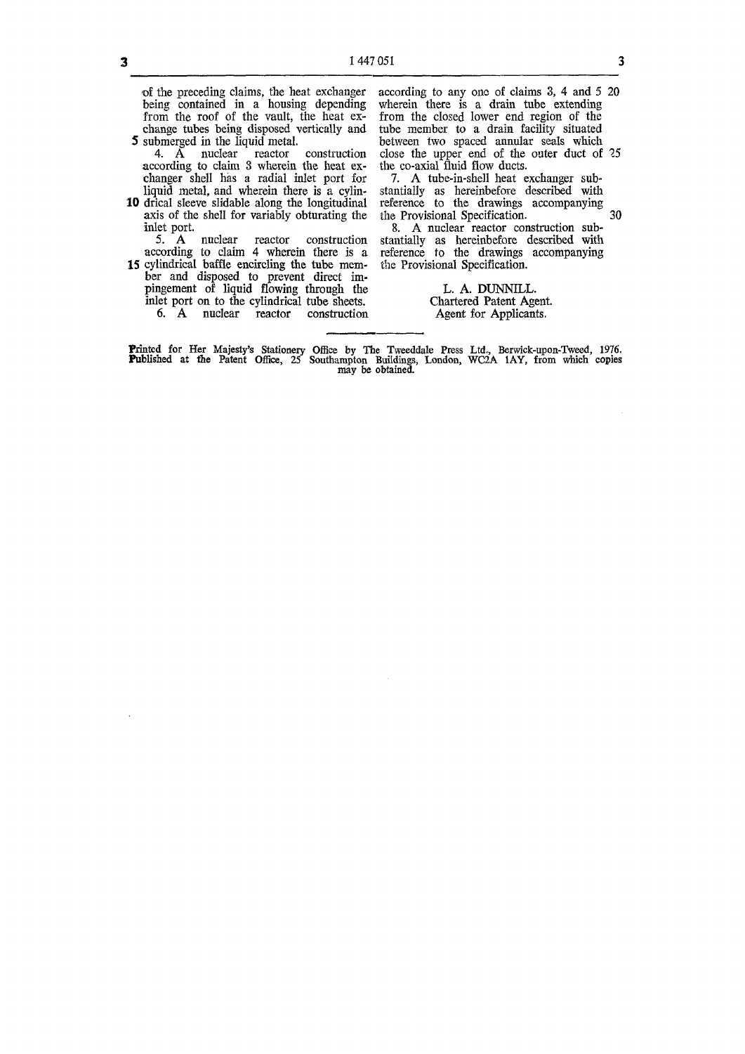of the preceding claims, the heat exchanger being contained in a housing depending from the roof of the vault, the heat exchange tubes being disposed vertically and submerged in the liquid metal.

4. A nuclear reactor construction according to claim 3 wherein the heat exchanger shell has a radial inlet port for liquid metal, and wherein there is a cylindrical sleeve slidable along the longitudinal axis of the shell for variably obturating the inlet port.

5. A nuclear reactor construction according to claim 4 wherein there is a cylindrical baffle encircling the tube member and disposed to prevent direct impingement of liquid flowing through the inlet port on to the cylindrical tube sheets.

6. A nuclear reactor construction according to any one of claims 3, 4 and 5 wherein there is a drain tube extending from the closed lower end region of the tube member to a drain facility situated between two spaced annular seals which close the upper end of the outer duct of the co-axial fluid flow ducts.

7. A tube-in-shell heat exchanger substantially as hereinbefore described with reference to the drawings accompanying the Provisional Specification.

8. A nuclear reactor construction substantially as hereinbefore described with reference to the drawings accompanying the Provisional Specification.

L. A. DUNNILL.
Chartered Patent Agent.
Agent for Applicants.

---

Printed for Her Majesty's Stationery Office by The Tweeddale Press Ltd., Berwick-upon-Tweed, 1976.
Published at the Patent Office, 25 Southampton Buildings, London, WC2A 1AY, from which copies may be obtained.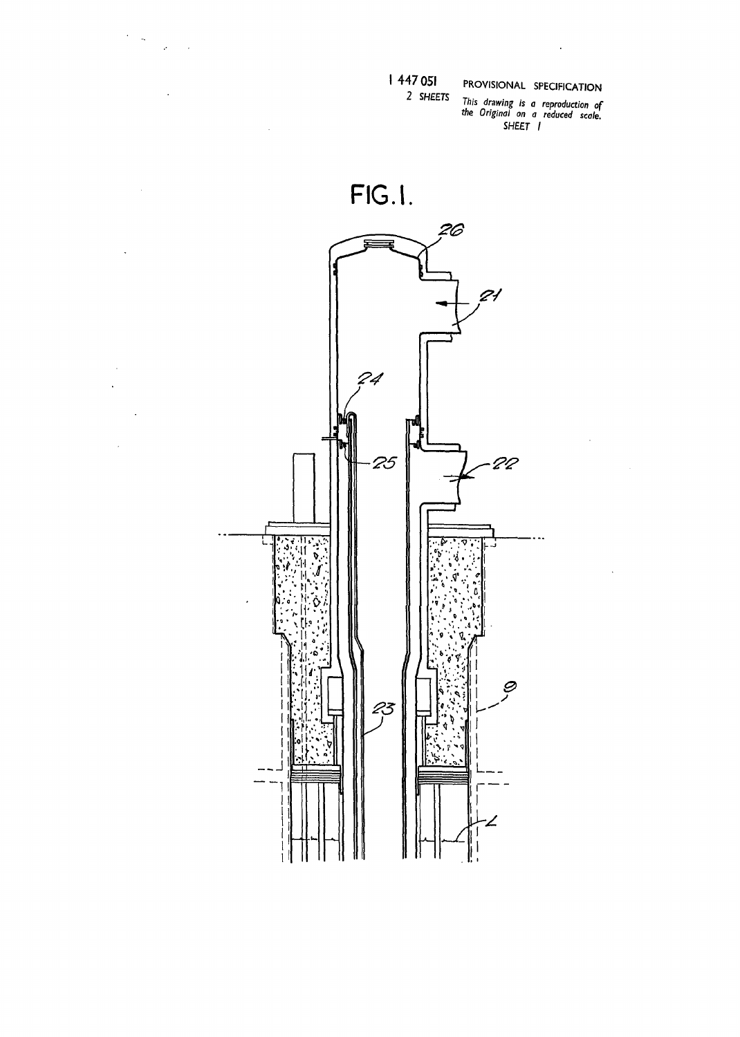1 447 051 PROVISIONAL SPECIFICATION
2 SHEETS

*This drawing is a reproduction of the Original on a reduced scale.*
SHEET 1

FIG. 1.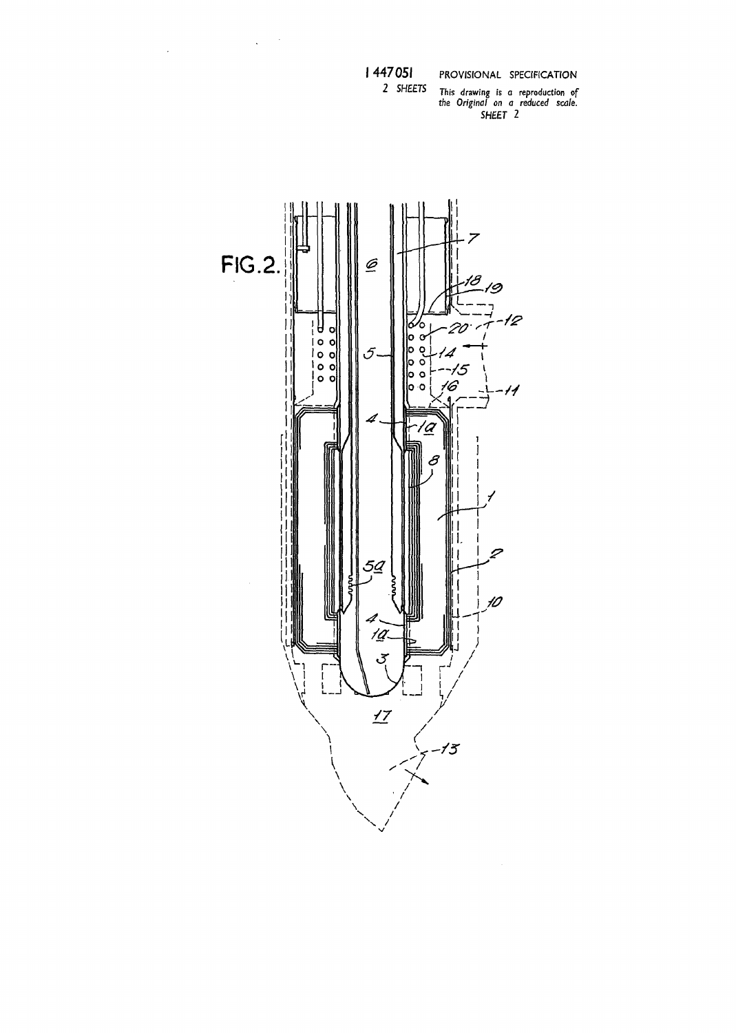1 447 051 PROVISIONAL SPECIFICATION

2 SHEETS

This drawing is a reproduction of the Original on a reduced scale.

SHEET 2

FIG.2.

7

6

18

19

20

12

14

5

15

16

11

4

1a

8

1

2

5a

10

4

1a

3

17

13